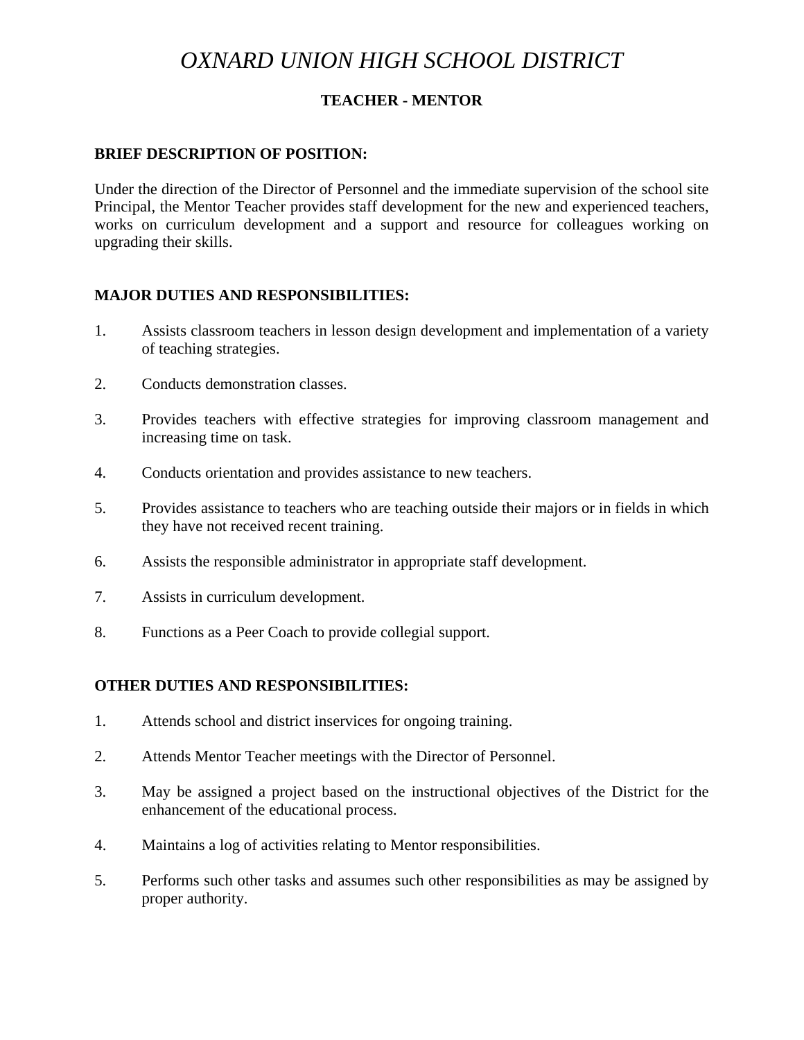# *OXNARD UNION HIGH SCHOOL DISTRICT*

## TEACHER - MENTOR

**BRIEF DESCRIPTION OF POSITION:**

Under the direction of the Director of Personnel and the immediate supervision of the school site Principal, the Mentor Teacher provides staff development for the new and experienced teachers, works on curriculum development and a support and resource for colleagues working on upgrading their skills.

**MAJOR DUTIES AND RESPONSIBILITIES:**

1. Assists classroom teachers in lesson design development and implementation of a variety of teaching strategies.
2. Conducts demonstration classes.
3. Provides teachers with effective strategies for improving classroom management and increasing time on task.
4. Conducts orientation and provides assistance to new teachers.
5. Provides assistance to teachers who are teaching outside their majors or in fields in which they have not received recent training.
6. Assists the responsible administrator in appropriate staff development.
7. Assists in curriculum development.
8. Functions as a Peer Coach to provide collegial support.

**OTHER DUTIES AND RESPONSIBILITIES:**

1. Attends school and district inservices for ongoing training.
2. Attends Mentor Teacher meetings with the Director of Personnel.
3. May be assigned a project based on the instructional objectives of the District for the enhancement of the educational process.
4. Maintains a log of activities relating to Mentor responsibilities.
5. Performs such other tasks and assumes such other responsibilities as may be assigned by proper authority.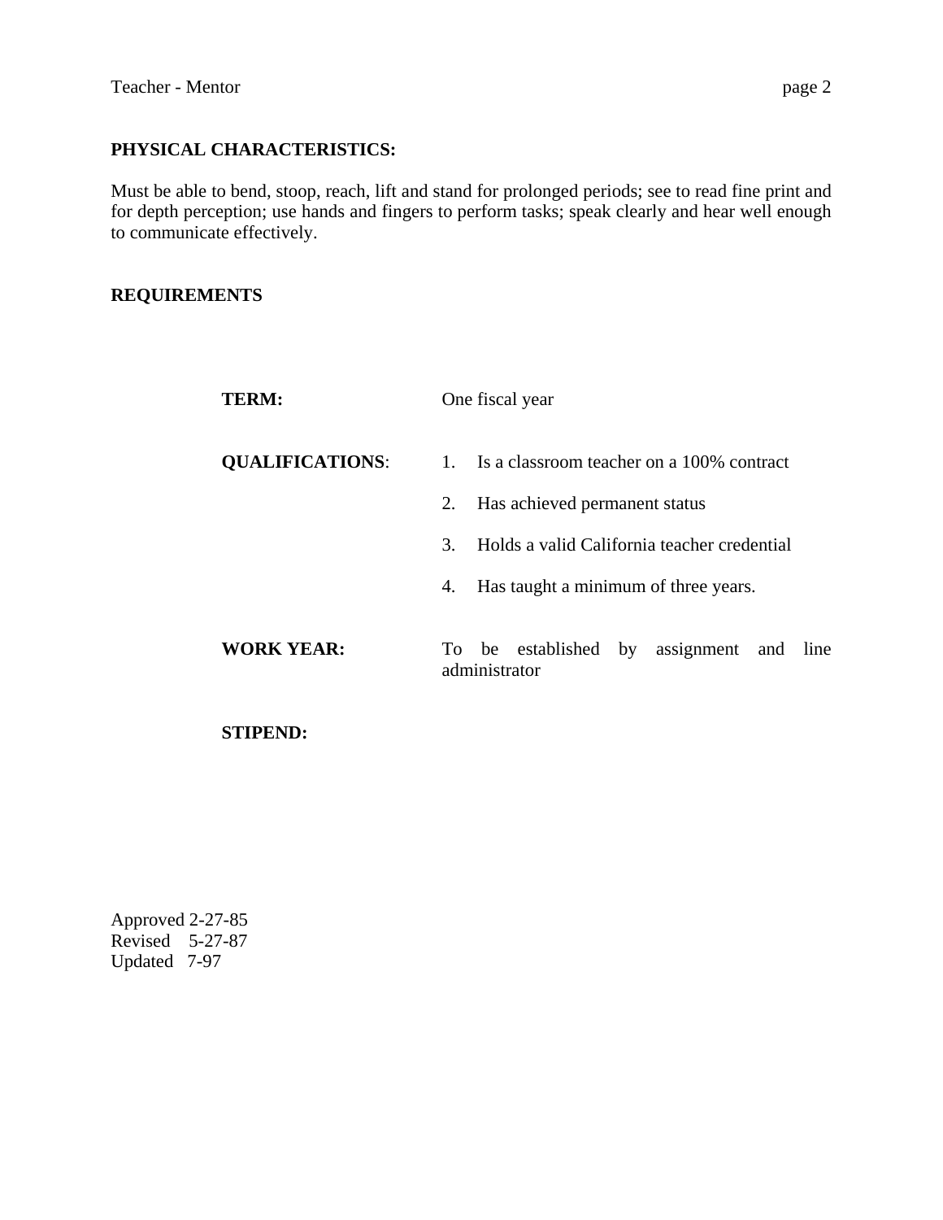**PHYSICAL CHARACTERISTICS:**

Must be able to bend, stoop, reach, lift and stand for prolonged periods; see to read fine print and for depth perception; use hands and fingers to perform tasks; speak clearly and hear well enough to communicate effectively.

**REQUIREMENTS**

**TERM:** One fiscal year

**QUALIFICATIONS**:

1. Is a classroom teacher on a 100% contract
2. Has achieved permanent status
3. Holds a valid California teacher credential
4. Has taught a minimum of three years.

**WORK YEAR:** To be established by assignment and line administrator

**STIPEND:**

Approved 2-27-85
Revised 5-27-87
Updated 7-97